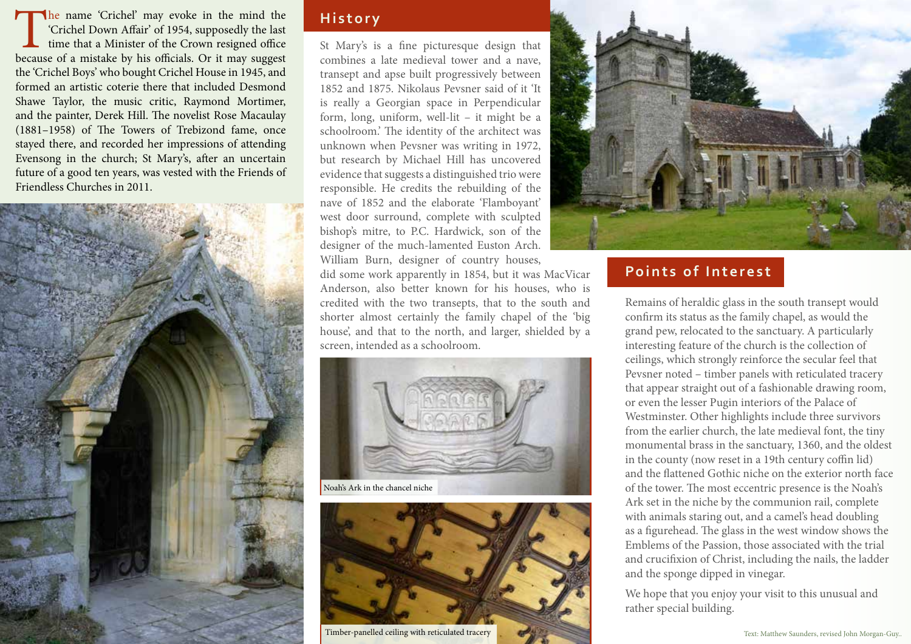The name 'Crichel' may evoke in the mind the 'Crichel Down Affair' of 1954, supposedly the last time that a Minister of the Crown resigned office because of a mistake by his officials. Or it may suggest the 'Crichel Boys' who bought Crichel House in 1945, and formed an artistic coterie there that included Desmond Shawe Taylor, the music critic, Raymond Mortimer, and the painter, Derek Hill. The novelist Rose Macaulay (1881–1958) of The Towers of Trebizond fame, once stayed there, and recorded her impressions of attending Evensong in the church; St Mary's, after an uncertain future of a good ten years, was vested with the Friends of Friendless Churches in 2011.

## History

St Mary's is a fine picturesque design that combines a late medieval tower and a nave, transept and apse built progressively between 1852 and 1875. Nikolaus Pevsner said of it 'It is really a Georgian space in Perpendicular form, long, uniform, well-lit – it might be a schoolroom.' The identity of the architect was unknown when Pevsner was writing in 1972, but research by Michael Hill has uncovered evidence that suggests a distinguished trio were responsible. He credits the rebuilding of the nave of 1852 and the elaborate 'Flamboyant' west door surround, complete with sculpted bishop's mitre, to P.C. Hardwick, son of the designer of the much-lamented Euston Arch. William Burn, designer of country houses, did some work apparently in 1854, but it was MacVicar Anderson, also better known for his houses, who is credited with the two transepts, that to the south and shorter almost certainly the family chapel of the 'big house', and that to the north, and larger, shielded by a screen, intended as a schoolroom.

Noah's Ark in the chancel niche

Timber-panelled ceiling with reticulated tracery

## Points of Interest

Remains of heraldic glass in the south transept would confirm its status as the family chapel, as would the grand pew, relocated to the sanctuary. A particularly interesting feature of the church is the collection of ceilings, which strongly reinforce the secular feel that Pevsner noted – timber panels with reticulated tracery that appear straight out of a fashionable drawing room, or even the lesser Pugin interiors of the Palace of Westminster. Other highlights include three survivors from the earlier church, the late medieval font, the tiny monumental brass in the sanctuary, 1360, and the oldest in the county (now reset in a 19th century coffin lid) and the flattened Gothic niche on the exterior north face of the tower. The most eccentric presence is the Noah's Ark set in the niche by the communion rail, complete with animals staring out, and a camel's head doubling as a figurehead. The glass in the west window shows the Emblems of the Passion, those associated with the trial and crucifixion of Christ, including the nails, the ladder and the sponge dipped in vinegar.

We hope that you enjoy your visit to this unusual and rather special building.

Text: Matthew Saunders, revised John Morgan-Guy..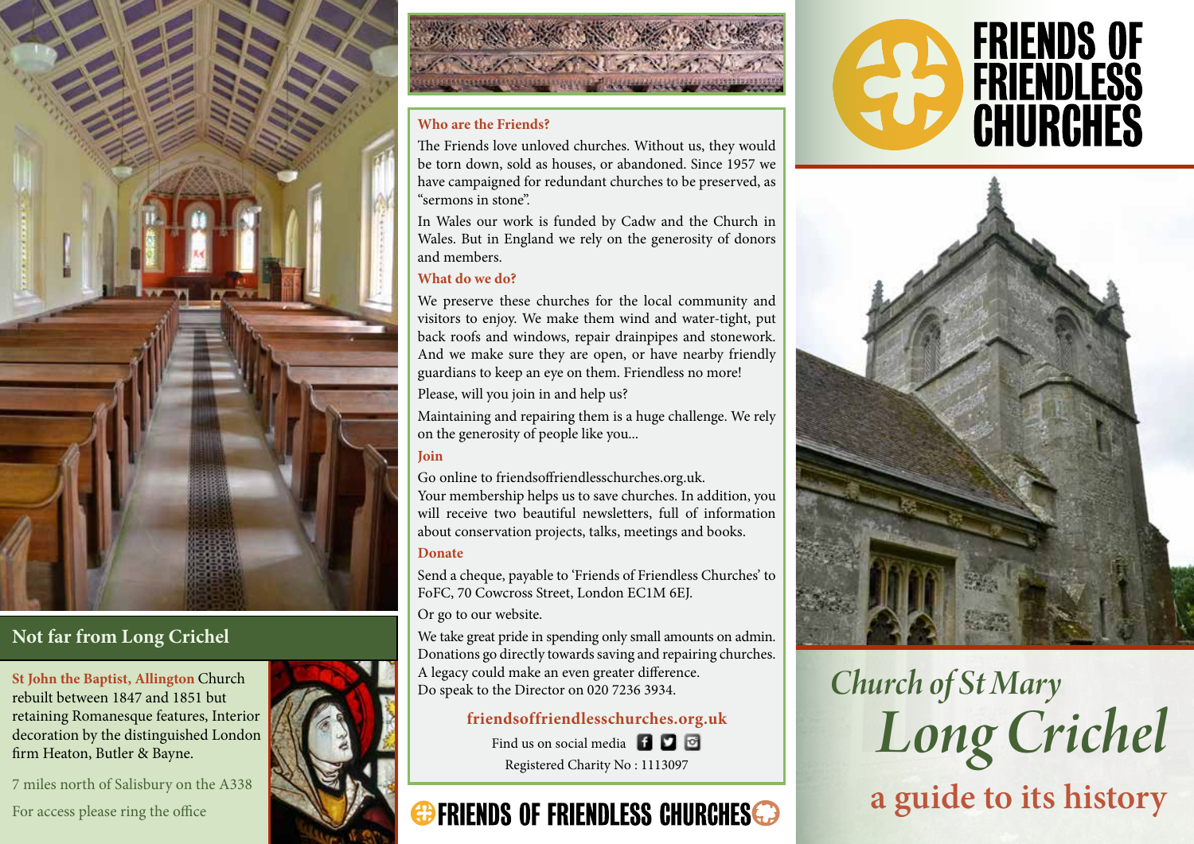## Not far from Long Crichel

**St John the Baptist, Allington** Church rebuilt between 1847 and 1851 but retaining Romanesque features, Interior decoration by the distinguished London firm Heaton, Butler & Bayne.

7 miles north of Salisbury on the A338

For access please ring the office

### Who are the Friends?

The Friends love unloved churches. Without us, they would be torn down, sold as houses, or abandoned. Since 1957 we have campaigned for redundant churches to be preserved, as "sermons in stone".

In Wales our work is funded by Cadw and the Church in Wales. But in England we rely on the generosity of donors and members.

### What do we do?

We preserve these churches for the local community and visitors to enjoy. We make them wind and water-tight, put back roofs and windows, repair drainpipes and stonework. And we make sure they are open, or have nearby friendly guardians to keep an eye on them. Friendless no more!

Please, will you join in and help us?

Maintaining and repairing them is a huge challenge. We rely on the generosity of people like you...

### Join

Go online to friendsoffriendlesschurches.org.uk.
Your membership helps us to save churches. In addition, you will receive two beautiful newsletters, full of information about conservation projects, talks, meetings and books.

### Donate

Send a cheque, payable to 'Friends of Friendless Churches' to FoFC, 70 Cowcross Street, London EC1M 6EJ.

Or go to our website.

We take great pride in spending only small amounts on admin. Donations go directly towards saving and repairing churches. A legacy could make an even greater difference.
Do speak to the Director on 020 7236 3934.

**friendsoffriendlesschurches.org.uk**

Find us on social media

Registered Charity No : 1113097

FRIENDS OF FRIENDLESS CHURCHES

# FRIENDS OF FRIENDLESS CHURCHES

*Church of St Mary*

# *Long Crichel*

## a guide to its history